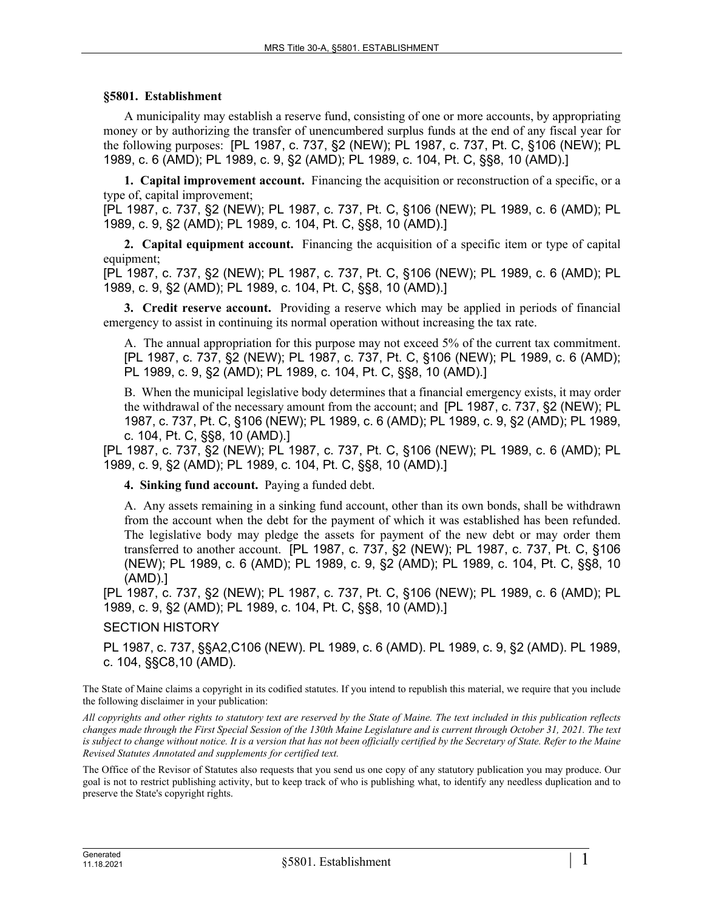### §5801. Establishment

A municipality may establish a reserve fund, consisting of one or more accounts, by appropriating money or by authorizing the transfer of unencumbered surplus funds at the end of any fiscal year for the following purposes: [PL 1987, c. 737, §2 (NEW); PL 1987, c. 737, Pt. C, §106 (NEW); PL 1989, c. 6 (AMD); PL 1989, c. 9, §2 (AMD); PL 1989, c. 104, Pt. C, §§8, 10 (AMD).]

**1. Capital improvement account.** Financing the acquisition or reconstruction of a specific, or a type of, capital improvement;

[PL 1987, c. 737, §2 (NEW); PL 1987, c. 737, Pt. C, §106 (NEW); PL 1989, c. 6 (AMD); PL 1989, c. 9, §2 (AMD); PL 1989, c. 104, Pt. C, §§8, 10 (AMD).]

**2. Capital equipment account.** Financing the acquisition of a specific item or type of capital equipment;

[PL 1987, c. 737, §2 (NEW); PL 1987, c. 737, Pt. C, §106 (NEW); PL 1989, c. 6 (AMD); PL 1989, c. 9, §2 (AMD); PL 1989, c. 104, Pt. C, §§8, 10 (AMD).]

**3. Credit reserve account.** Providing a reserve which may be applied in periods of financial emergency to assist in continuing its normal operation without increasing the tax rate.

A. The annual appropriation for this purpose may not exceed 5% of the current tax commitment. [PL 1987, c. 737, §2 (NEW); PL 1987, c. 737, Pt. C, §106 (NEW); PL 1989, c. 6 (AMD); PL 1989, c. 9, §2 (AMD); PL 1989, c. 104, Pt. C, §§8, 10 (AMD).]

B. When the municipal legislative body determines that a financial emergency exists, it may order the withdrawal of the necessary amount from the account; and [PL 1987, c. 737, §2 (NEW); PL 1987, c. 737, Pt. C, §106 (NEW); PL 1989, c. 6 (AMD); PL 1989, c. 9, §2 (AMD); PL 1989, c. 104, Pt. C, §§8, 10 (AMD).]

[PL 1987, c. 737, §2 (NEW); PL 1987, c. 737, Pt. C, §106 (NEW); PL 1989, c. 6 (AMD); PL 1989, c. 9, §2 (AMD); PL 1989, c. 104, Pt. C, §§8, 10 (AMD).]

**4. Sinking fund account.** Paying a funded debt.

A. Any assets remaining in a sinking fund account, other than its own bonds, shall be withdrawn from the account when the debt for the payment of which it was established has been refunded. The legislative body may pledge the assets for payment of the new debt or may order them transferred to another account. [PL 1987, c. 737, §2 (NEW); PL 1987, c. 737, Pt. C, §106 (NEW); PL 1989, c. 6 (AMD); PL 1989, c. 9, §2 (AMD); PL 1989, c. 104, Pt. C, §§8, 10 (AMD).]

[PL 1987, c. 737, §2 (NEW); PL 1987, c. 737, Pt. C, §106 (NEW); PL 1989, c. 6 (AMD); PL 1989, c. 9, §2 (AMD); PL 1989, c. 104, Pt. C, §§8, 10 (AMD).]

SECTION HISTORY

PL 1987, c. 737, §§A2,C106 (NEW). PL 1989, c. 6 (AMD). PL 1989, c. 9, §2 (AMD). PL 1989, c. 104, §§C8,10 (AMD).

The State of Maine claims a copyright in its codified statutes. If you intend to republish this material, we require that you include the following disclaimer in your publication:

*All copyrights and other rights to statutory text are reserved by the State of Maine. The text included in this publication reflects changes made through the First Special Session of the 130th Maine Legislature and is current through October 31, 2021. The text is subject to change without notice. It is a version that has not been officially certified by the Secretary of State. Refer to the Maine Revised Statutes Annotated and supplements for certified text.*

The Office of the Revisor of Statutes also requests that you send us one copy of any statutory publication you may produce. Our goal is not to restrict publishing activity, but to keep track of who is publishing what, to identify any needless duplication and to preserve the State's copyright rights.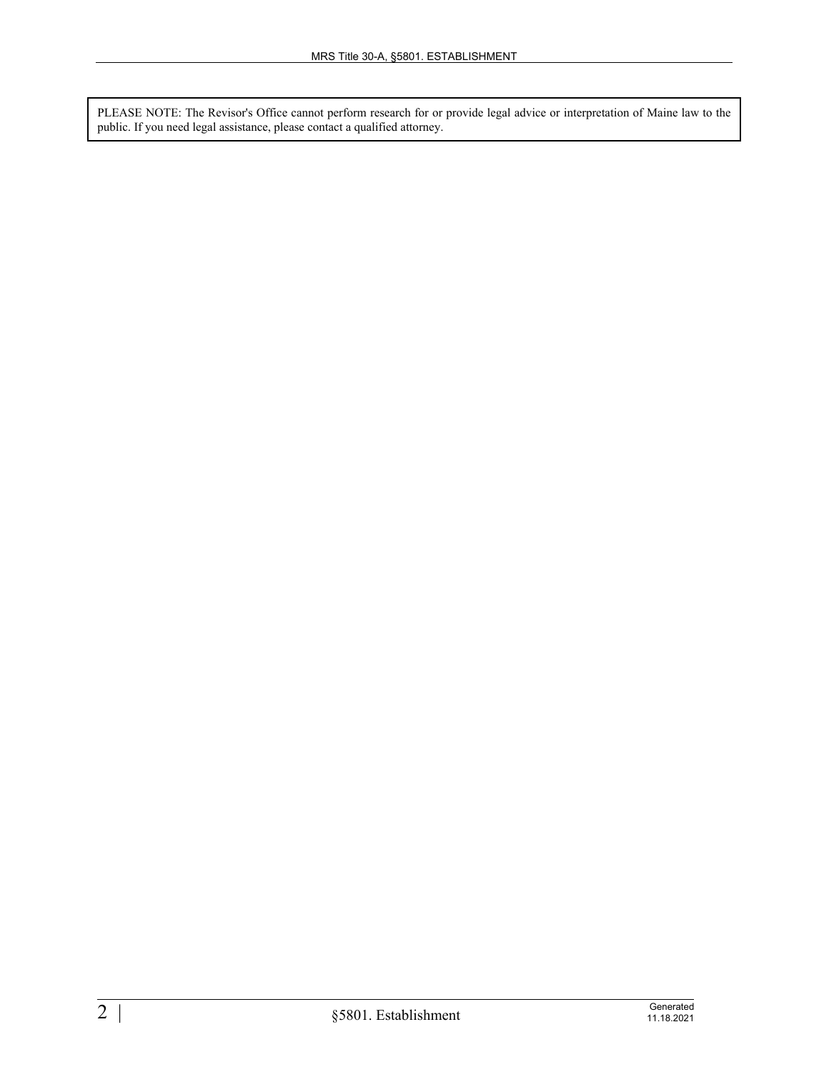PLEASE NOTE: The Revisor's Office cannot perform research for or provide legal advice or interpretation of Maine law to the public. If you need legal assistance, please contact a qualified attorney.